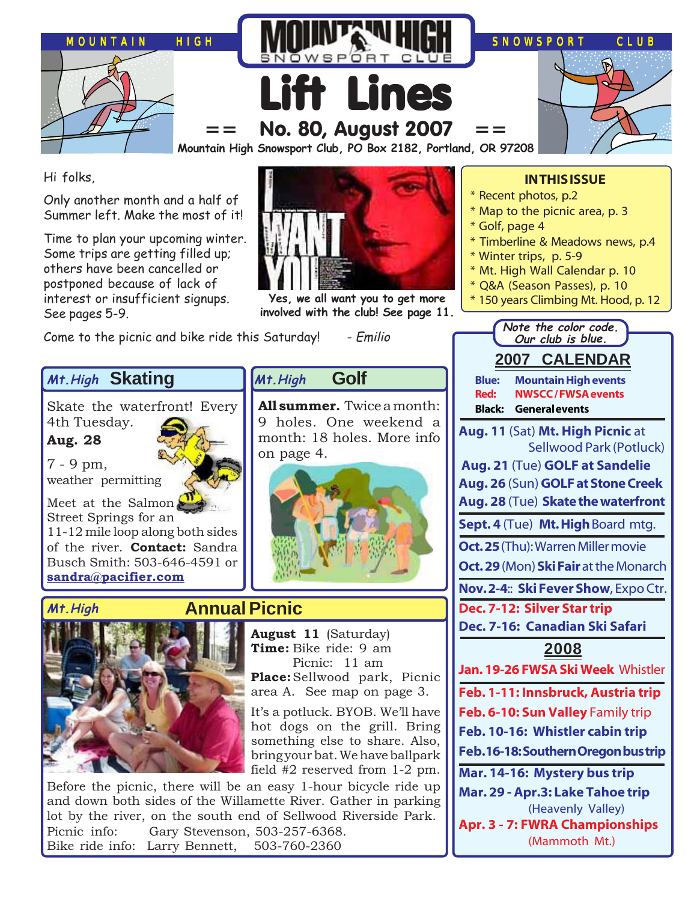MOUNTAIN HIGH SNOWSPORT CLUB

# Lift Lines

== No. 80, August 2007 ==

Mountain High Snowsport Club, PO Box 2182, Portland, OR 97208

Hi folks,

Only another month and a half of Summer left. Make the most of it!

Time to plan your upcoming winter. Some trips are getting filled up; others have been cancelled or postponed because of lack of interest or insufficient signups. See pages 5-9.

Yes, we all want you to get more involved with the club! See page 11.

Come to the picnic and bike ride this Saturday! - *Emilio*

**IN THIS ISSUE**

- Recent photos, p.2
- Map to the picnic area, p. 3
- Golf, page 4
- Timberline & Meadows news, p.4
- Winter trips, p. 5-9
- Mt. High Wall Calendar p. 10
- Q&A (Season Passes), p. 10
- 150 years Climbing Mt. Hood, p. 12

## *Mt.High* Skating

Skate the waterfront! Every 4th Tuesday.

**Aug. 28**

7 - 9 pm, weather permitting

Meet at the Salmon Street Springs for an 11-12 mile loop along both sides of the river. **Contact:** Sandra Busch Smith: 503-646-4591 or **sandra@pacifier.com**

## *Mt.High* Golf

**All summer.** Twice a month: 9 holes. One weekend a month: 18 holes. More info on page 4.

## *Mt.High* Annual Picnic

**August 11** (Saturday)
**Time:** Bike ride: 9 am
Picnic: 11 am
**Place:** Sellwood park, Picnic area A. See map on page 3.

It's a potluck. BYOB. We'll have hot dogs on the grill. Bring something else to share. Also, bring your bat. We have ballpark field #2 reserved from 1-2 pm.

Before the picnic, there will be an easy 1-hour bicycle ride up and down both sides of the Willamette River. Gather in parking lot by the river, on the south end of Sellwood Riverside Park.

Picnic info: Gary Stevenson, 503-257-6368.
Bike ride info: Larry Bennett, 503-760-2360

*Note the color code. Our club is blue.*

## 2007 CALENDAR

**Blue:** Mountain High events
**Red:** NWSCC / FWSA events
**Black:** General events

**Aug. 11** (Sat) **Mt. High Picnic** at Sellwood Park (Potluck)
**Aug. 21** (Tue) **GOLF at Sandelie**
**Aug. 26** (Sun) **GOLF at Stone Creek**
**Aug. 28** (Tue) **Skate the waterfront**
**Sept. 4** (Tue) **Mt. High** Board mtg.
**Oct. 25** (Thu): Warren Miller movie
**Oct. 29** (Mon) **Ski Fair** at the Monarch
**Nov. 2-4:: Ski Fever Show**, Expo Ctr.
**Dec. 7-12: Silver Star trip**
**Dec. 7-16: Canadian Ski Safari**

## 2008

**Jan. 19-26 FWSA Ski Week** Whistler
**Feb. 1-11: Innsbruck, Austria trip**
**Feb. 6-10: Sun Valley** Family trip
**Feb. 10-16: Whistler cabin trip**
**Feb. 16-18: Southern Oregon bus trip**
**Mar. 14-16: Mystery bus trip**
**Mar. 29 - Apr. 3: Lake Tahoe trip** (Heavenly Valley)
**Apr. 3 - 7: FWRA Championships** (Mammoth Mt.)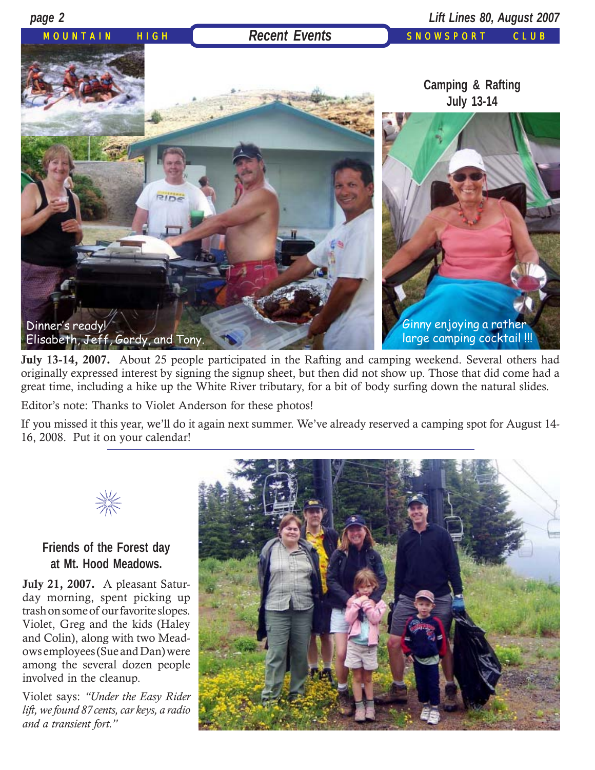## Recent Events

### Camping & Rafting July 13-14

Dinner's ready! Elisabeth, Jeff, Gordy, and Tony.

Ginny enjoying a rather large camping cocktail !!!

**July 13-14, 2007.** About 25 people participated in the Rafting and camping weekend. Several others had originally expressed interest by signing the signup sheet, but then did not show up. Those that did come had a great time, including a hike up the White River tributary, for a bit of body surfing down the natural slides.

Editor's note: Thanks to Violet Anderson for these photos!

If you missed it this year, we'll do it again next summer. We've already reserved a camping spot for August 14-16, 2008. Put it on your calendar!

---

### Friends of the Forest day at Mt. Hood Meadows.

**July 21, 2007.** A pleasant Saturday morning, spent picking up trash on some of our favorite slopes. Violet, Greg and the kids (Haley and Colin), along with two Meadows employees (Sue and Dan) were among the several dozen people involved in the cleanup.

Violet says: *"Under the Easy Rider lift, we found 87 cents, car keys, a radio and a transient fort."*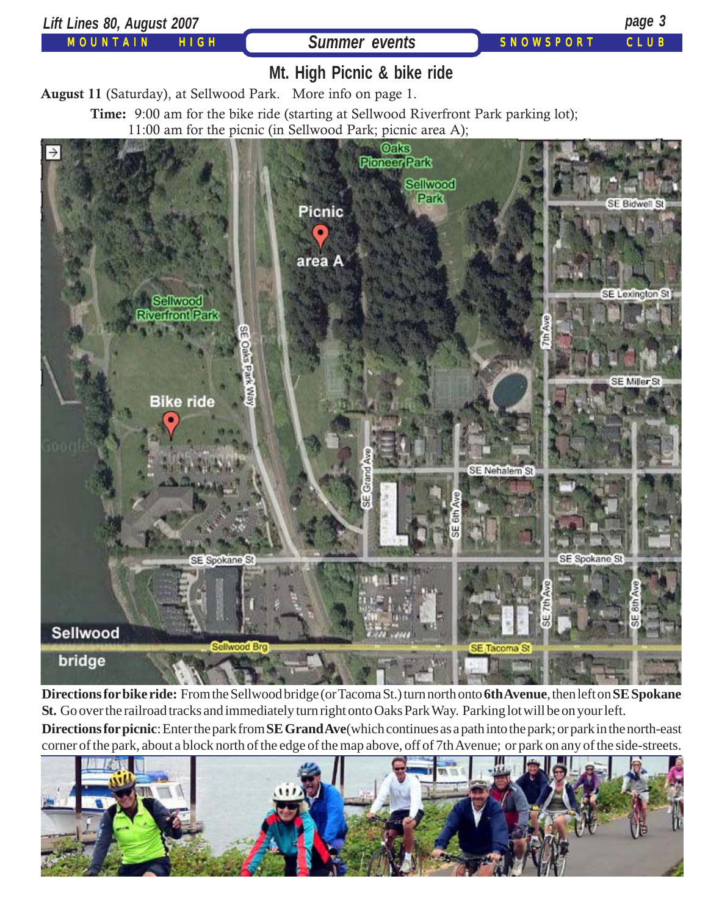## Summer events

# Mt. High Picnic & bike ride

**August 11** (Saturday), at Sellwood Park. More info on page 1.

**Time:** 9:00 am for the bike ride (starting at Sellwood Riverfront Park parking lot);
11:00 am for the picnic (in Sellwood Park; picnic area A);

**Directions for bike ride:** From the Sellwood bridge (or Tacoma St.) turn north onto **6th Avenue**, then left on **SE Spokane St.** Go over the railroad tracks and immediately turn right onto Oaks Park Way. Parking lot will be on your left.

**Directions for picnic**: Enter the park from **SE Grand Ave**(which continues as a path into the park; or park in the north-east corner of the park, about a block north of the edge of the map above, off of 7th Avenue; or park on any of the side-streets.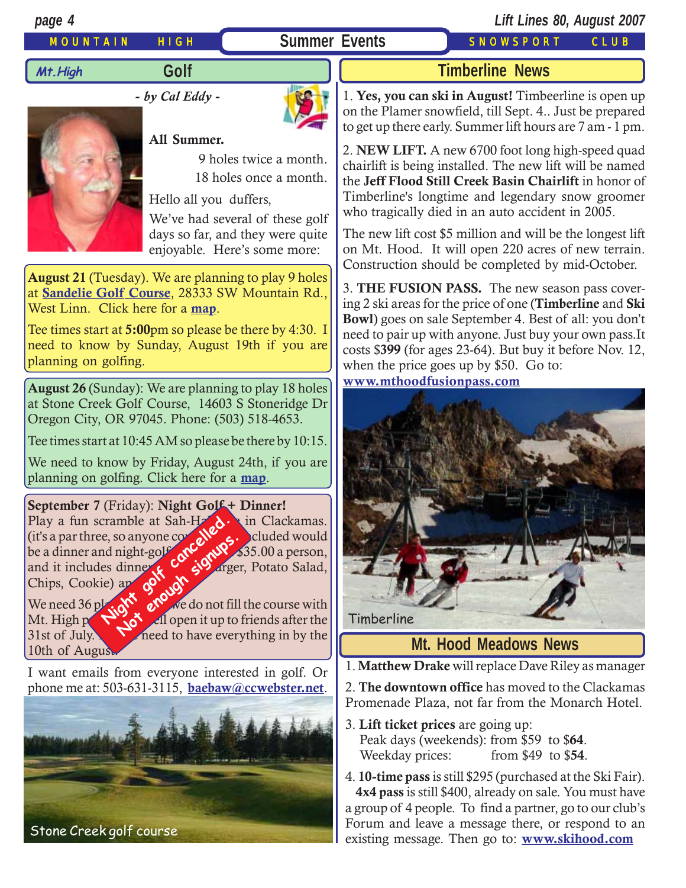# Summer Events

## Mt.High Golf

*- by Cal Eddy -*

**All Summer.**

9 holes twice a month.
18 holes once a month.

Hello all you duffers,

We've had several of these golf days so far, and they were quite enjoyable. Here's some more:

**August 21** (Tuesday). We are planning to play 9 holes at **Sandelie Golf Course**, 28333 SW Mountain Rd., West Linn. Click here for a **map**.

Tee times start at **5:00**pm so please be there by 4:30. I need to know by Sunday, August 19th if you are planning on golfing.

**August 26** (Sunday): We are planning to play 18 holes at Stone Creek Golf Course, 14603 S Stoneridge Dr Oregon City, OR 97045. Phone: (503) 518-4653.

Tee times start at 10:45 AM so please be there by 10:15.

We need to know by Friday, August 24th, if you are planning on golfing. Click here for a **map**.

**September 7** (Friday): **Night Golf + Dinner!** Play a fun scramble at Sah-Ha[...] in Clackamas. (it's a par three, so anyone co[...]cluded would be a dinner and night-golf[...] $35.00 a person, and it includes dinne[...]rger, Potato Salad, Chips, Cookie) a[...]

We need 36 pl[...]we do not fill the course with Mt. High p[...]ll open it up to friends after the 31st of July. [...] need to have everything in by the 10th of August.

**Night golf cancelled. Not enough signups.**

I want emails from everyone interested in golf. Or phone me at: 503-631-3115, **baebaw@ccwebster.net**.

Stone Creek golf course

## Timberline News

1. **Yes, you can ski in August!** Timbeerline is open up on the Plamer snowfield, till Sept. 4.. Just be prepared to get up there early. Summer lift hours are 7 am - 1 pm.

2. **NEW LIFT.** A new 6700 foot long high-speed quad chairlift is being installed. The new lift will be named the **Jeff Flood Still Creek Basin Chairlift** in honor of Timberline's longtime and legendary snow groomer who tragically died in an auto accident in 2005.

The new lift cost $5 million and will be the longest lift on Mt. Hood. It will open 220 acres of new terrain. Construction should be completed by mid-October.

3. **THE FUSION PASS.** The new season pass covering 2 ski areas for the price of one (**Timberline** and **Ski Bowl**) goes on sale September 4. Best of all: you don't need to pair up with anyone. Just buy your own pass.It costs $**399** (for ages 23-64). But buy it before Nov. 12, when the price goes up by $50. Go to: **www.mthoodfusionpass.com**

Timberline

## Mt. Hood Meadows News

1. **Matthew Drake** will replace Dave Riley as manager

2. **The downtown office** has moved to the Clackamas Promenade Plaza, not far from the Monarch Hotel.

3. **Lift ticket prices** are going up:
   Peak days (weekends): from $59 to $**64**.
   Weekday prices: from $49 to $**54**.

4. **10-time pass** is still $295 (purchased at the Ski Fair).
   **4x4 pass** is still $400, already on sale. You must have a group of 4 people. To find a partner, go to our club's Forum and leave a message there, or respond to an existing message. Then go to: **www.skihood.com**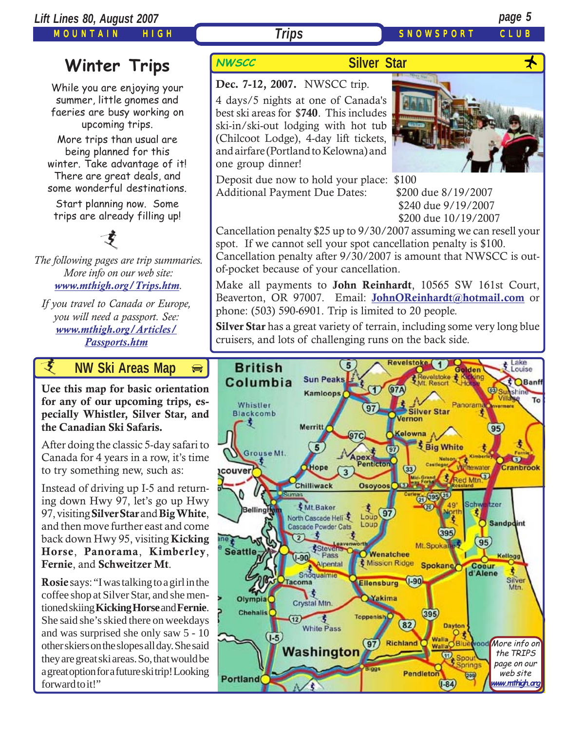# Winter Trips

While you are enjoying your summer, little gnomes and faeries are busy working on upcoming trips.

More trips than usual are being planned for this winter. Take advantage of it! There are great deals, and some wonderful destinations.

Start planning now. Some trips are already filling up!

*The following pages are trip summaries. More info on our web site: www.mthigh.org/Trips.htm.*

*If you travel to Canada or Europe, you will need a passport. See: www.mthigh.org/Articles/Passports.htm*

## NWSCC — Silver Star

**Dec. 7-12, 2007.** NWSCC trip.

4 days/5 nights at one of Canada's best ski areas for **$740**. This includes ski-in/ski-out lodging with hot tub (Chilcoot Lodge), 4-day lift tickets, and airfare (Portland to Kelowna) and one group dinner!

Deposit due now to hold your place: $100

Additional Payment Due Dates:
- $200 due 8/19/2007
- $240 due 9/19/2007
- $200 due 10/19/2007

Cancellation penalty $25 up to 9/30/2007 assuming we can resell your spot. If we cannot sell your spot cancellation penalty is $100. Cancellation penalty after 9/30/2007 is amount that NWSCC is out-of-pocket because of your cancellation.

Make all payments to **John Reinhardt**, 10565 SW 161st Court, Beaverton, OR 97007. Email: **JohnOReinhardt@hotmail.com** or phone: (503) 590-6901. Trip is limited to 20 people.

**Silver Star** has a great variety of terrain, including some very long blue cruisers, and lots of challenging runs on the back side.

## NW Ski Areas Map

**Uee this map for basic orientation for any of our upcoming trips, especially Whistler, Silver Star, and the Canadian Ski Safaris.**

After doing the classic 5-day safari to Canada for 4 years in a row, it's time to try something new, such as:

Instead of driving up I-5 and returning down Hwy 97, let's go up Hwy 97, visiting **Silver Star** and **Big White**, and then move further east and come back down Hwy 95, visiting **Kicking Horse**, **Panorama**, **Kimberley**, **Fernie**, and **Schweitzer Mt**.

**Rosie** says: "I was talking to a girl in the coffee shop at Silver Star, and she mentioned skiing **Kicking Horse** and **Fernie**. She said she's skied there on weekdays and was surprised she only saw 5 - 10 other skiers on the slopes all day. She said they are great ski areas. So, that would be a great option for a future ski trip! Looking forward to it!"

*More info on the TRIPS page on our web site www.mthigh.org*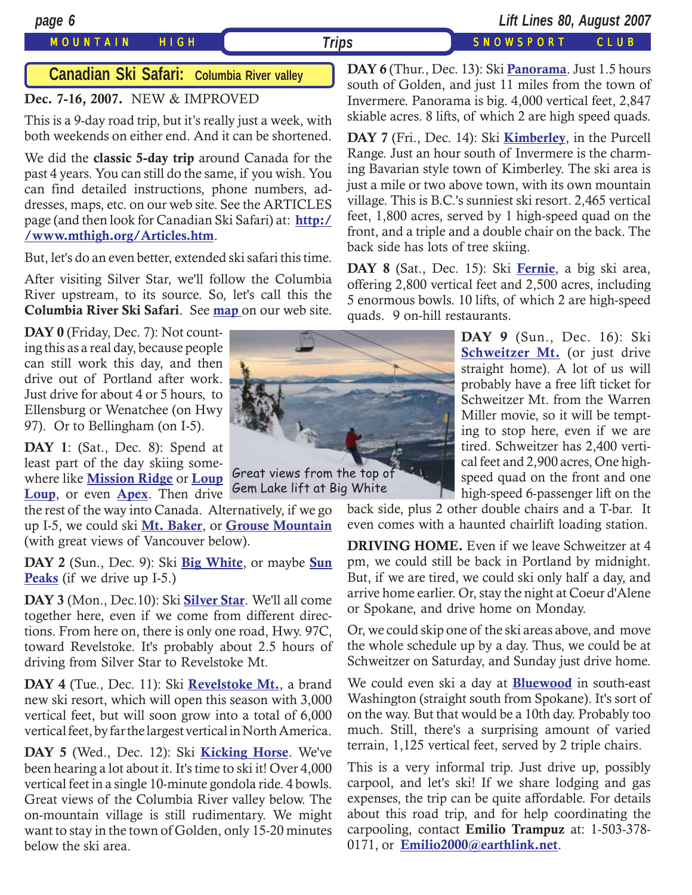## Canadian Ski Safari: Columbia River valley

**Dec. 7-16, 2007.** NEW & IMPROVED

This is a 9-day road trip, but it's really just a week, with both weekends on either end. And it can be shortened.

We did the **classic 5-day trip** around Canada for the past 4 years. You can still do the same, if you wish. You can find detailed instructions, phone numbers, addresses, maps, etc. on our web site. See the ARTICLES page (and then look for Canadian Ski Safari) at: **http://www.mthigh.org/Articles.htm**.

But, let's do an even better, extended ski safari this time.

After visiting Silver Star, we'll follow the Columbia River upstream, to its source. So, let's call this the **Columbia River Ski Safari**. See **map** on our web site.

**DAY 0** (Friday, Dec. 7): Not counting this as a real day, because people can still work this day, and then drive out of Portland after work. Just drive for about 4 or 5 hours, to Ellensburg or Wenatchee (on Hwy 97). Or to Bellingham (on I-5).

**DAY 1**: (Sat., Dec. 8): Spend at least part of the day skiing somewhere like **Mission Ridge** or **Loup Loup**, or even **Apex**. Then drive the rest of the way into Canada. Alternatively, if we go up I-5, we could ski **Mt. Baker**, or **Grouse Mountain** (with great views of Vancouver below).

Great views from the top of Gem Lake lift at Big White

**DAY 2** (Sun., Dec. 9): Ski **Big White**, or maybe **Sun Peaks** (if we drive up I-5.)

**DAY 3** (Mon., Dec.10): Ski **Silver Star**. We'll all come together here, even if we come from different directions. From here on, there is only one road, Hwy. 97C, toward Revelstoke. It's probably about 2.5 hours of driving from Silver Star to Revelstoke Mt.

**DAY 4** (Tue., Dec. 11): Ski **Revelstoke Mt.**, a brand new ski resort, which will open this season with 3,000 vertical feet, but will soon grow into a total of 6,000 vertical feet, by far the largest vertical in North America.

**DAY 5** (Wed., Dec. 12): Ski **Kicking Horse**. We've been hearing a lot about it. It's time to ski it! Over 4,000 vertical feet in a single 10-minute gondola ride. 4 bowls. Great views of the Columbia River valley below. The on-mountain village is still rudimentary. We might want to stay in the town of Golden, only 15-20 minutes below the ski area.

**DAY 6** (Thur., Dec. 13): Ski **Panorama**. Just 1.5 hours south of Golden, and just 11 miles from the town of Invermere. Panorama is big. 4,000 vertical feet, 2,847 skiable acres. 8 lifts, of which 2 are high speed quads.

**DAY 7** (Fri., Dec. 14): Ski **Kimberley**, in the Purcell Range. Just an hour south of Invermere is the charming Bavarian style town of Kimberley. The ski area is just a mile or two above town, with its own mountain village. This is B.C.'s sunniest ski resort. 2,465 vertical feet, 1,800 acres, served by 1 high-speed quad on the front, and a triple and a double chair on the back. The back side has lots of tree skiing.

**DAY 8** (Sat., Dec. 15): Ski **Fernie**, a big ski area, offering 2,800 vertical feet and 2,500 acres, including 5 enormous bowls. 10 lifts, of which 2 are high-speed quads. 9 on-hill restaurants.

**DAY 9** (Sun., Dec. 16): Ski **Schweitzer Mt.** (or just drive straight home). A lot of us will probably have a free lift ticket for Schweitzer Mt. from the Warren Miller movie, so it will be tempting to stop here, even if we are tired. Schweitzer has 2,400 vertical feet and 2,900 acres, One high-speed quad on the front and one high-speed 6-passenger lift on the back side, plus 2 other double chairs and a T-bar. It even comes with a haunted chairlift loading station.

**DRIVING HOME.** Even if we leave Schweitzer at 4 pm, we could still be back in Portland by midnight. But, if we are tired, we could ski only half a day, and arrive home earlier. Or, stay the night at Coeur d'Alene or Spokane, and drive home on Monday.

Or, we could skip one of the ski areas above, and move the whole schedule up by a day. Thus, we could be at Schweitzer on Saturday, and Sunday just drive home.

We could even ski a day at **Bluewood** in south-east Washington (straight south from Spokane). It's sort of on the way. But that would be a 10th day. Probably too much. Still, there's a surprising amount of varied terrain, 1,125 vertical feet, served by 2 triple chairs.

This is a very informal trip. Just drive up, possibly carpool, and let's ski! If we share lodging and gas expenses, the trip can be quite affordable. For details about this road trip, and for help coordinating the carpooling, contact **Emilio Trampuz** at: 1-503-378-0171, or **Emilio2000@earthlink.net**.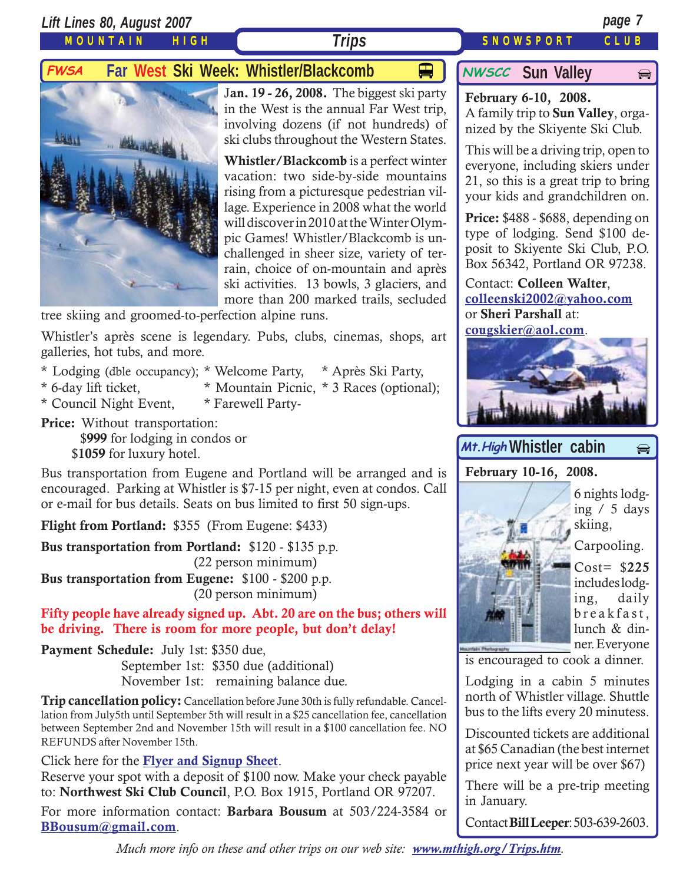# Trips

## FWSA Far West Ski Week: Whistler/Blackcomb

**Jan. 19 - 26, 2008.** The biggest ski party in the West is the annual Far West trip, involving dozens (if not hundreds) of ski clubs throughout the Western States.

**Whistler/Blackcomb** is a perfect winter vacation: two side-by-side mountains rising from a picturesque pedestrian village. Experience in 2008 what the world will discover in 2010 at the Winter Olympic Games! Whistler/Blackcomb is unchallenged in sheer size, variety of terrain, choice of on-mountain and après ski activities. 13 bowls, 3 glaciers, and more than 200 marked trails, secluded tree skiing and groomed-to-perfection alpine runs.

Whistler's après scene is legendary. Pubs, clubs, cinemas, shops, art galleries, hot tubs, and more.

* Lodging (dble occupancy);
* 6-day lift ticket,
* Council Night Event,
* Welcome Party,
* Mountain Picnic,
* Farewell Party-
* Après Ski Party,
* 3 Races (optional);

**Price:** Without transportation:
$**999** for lodging in condos or
$**1059** for luxury hotel.

Bus transportation from Eugene and Portland will be arranged and is encouraged. Parking at Whistler is $7-15 per night, even at condos. Call or e-mail for bus details. Seats on bus limited to first 50 sign-ups.

**Flight from Portland:** $355 (From Eugene: $433)

**Bus transportation from Portland:** $120 - $135 p.p. (22 person minimum)
**Bus transportation from Eugene:** $100 - $200 p.p. (20 person minimum)

**Fifty people have already signed up. Abt. 20 are on the bus; others will be driving. There is room for more people, but don't delay!**

**Payment Schedule:** July 1st: $350 due,
September 1st: $350 due (additional)
November 1st: remaining balance due.

**Trip cancellation policy:** Cancellation before June 30th is fully refundable. Cancellation from July5th until September 5th will result in a $25 cancellation fee, cancellation between September 2nd and November 15th will result in a $100 cancellation fee. NO REFUNDS after November 15th.

Click here for the Flyer and Signup Sheet.
Reserve your spot with a deposit of $100 now. Make your check payable to: **Northwest Ski Club Council**, P.O. Box 1915, Portland OR 97207.

For more information contact: **Barbara Bousum** at 503/224-3584 or BBousum@gmail.com.

## NWSCC Sun Valley

**February 6-10, 2008.**
A family trip to **Sun Valley**, organized by the Skiyente Ski Club.

This will be a driving trip, open to everyone, including skiers under 21, so this is a great trip to bring your kids and grandchildren on.

**Price:** $488 - $688, depending on type of lodging. Send $100 deposit to Skiyente Ski Club, P.O. Box 56342, Portland OR 97238.

Contact: **Colleen Walter**, colleenski2002@yahoo.com or **Sheri Parshall** at: cougskier@aol.com.

## Mt.High Whistler cabin

**February 10-16, 2008.**

6 nights lodging / 5 days skiing,

Carpooling.

Cost= $**225** includes lodging, daily breakfast, lunch & dinner. Everyone is encouraged to cook a dinner.

Lodging in a cabin 5 minutes north of Whistler village. Shuttle bus to the lifts every 20 minutess.

Discounted tickets are additional at $65 Canadian (the best internet price next year will be over $67)

There will be a pre-trip meeting in January.

Contact **Bill Leeper**: 503-639-2603.

*Much more info on these and other trips on our web site: www.mthigh.org/Trips.htm.*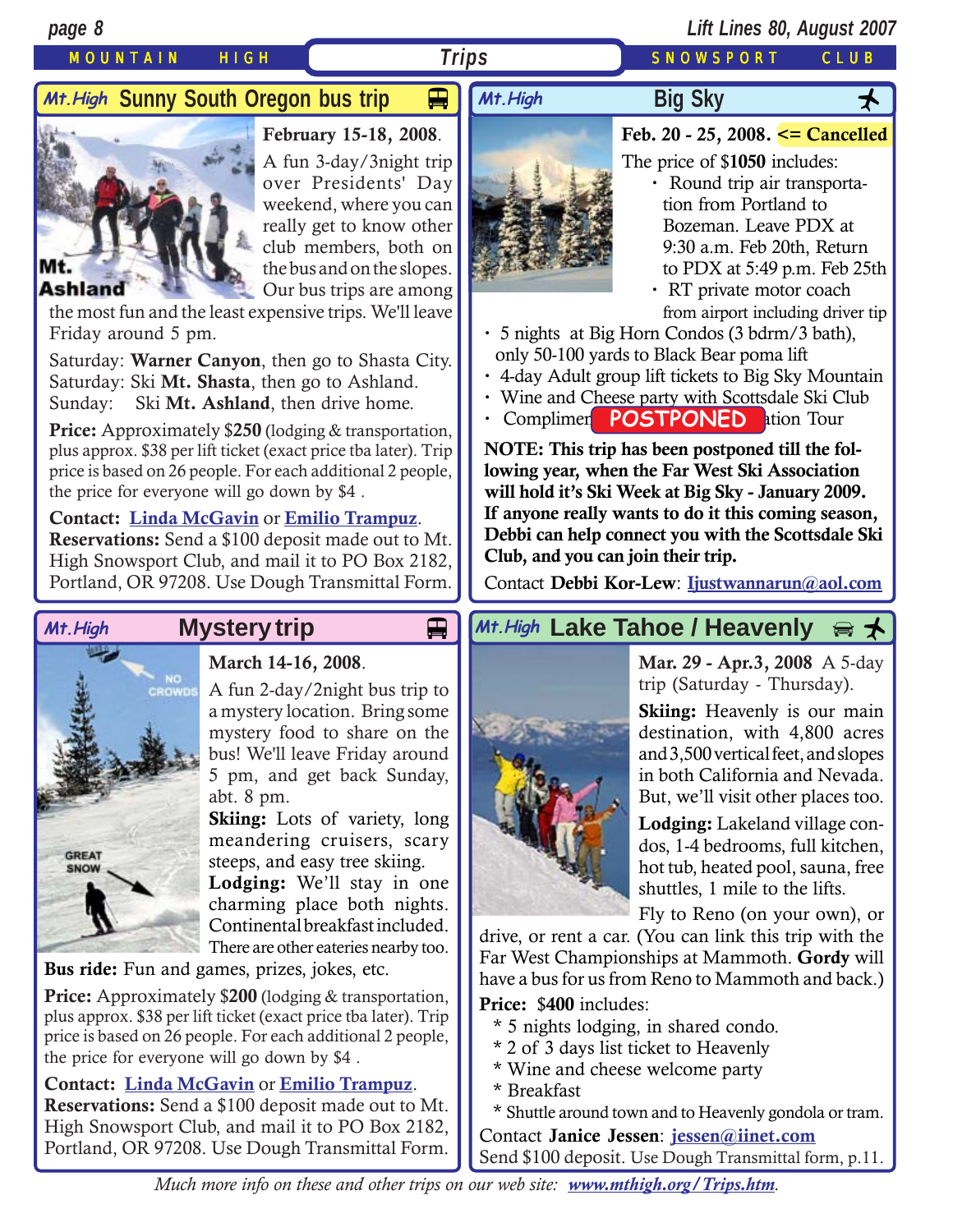MOUNTAIN HIGH **Trips** SNOWSPORT CLUB

## Mt.High Sunny South Oregon bus trip

**February 15-18, 2008.**

A fun 3-day/3night trip over Presidents' Day weekend, where you can really get to know other club members, both on the bus and on the slopes. Our bus trips are among the most fun and the least expensive trips. We'll leave Friday around 5 pm.

Saturday: **Warner Canyon**, then go to Shasta City.
Saturday: Ski **Mt. Shasta**, then go to Ashland.
Sunday: Ski **Mt. Ashland**, then drive home.

**Price:** Approximately $**250** (lodging & transportation, plus approx. $38 per lift ticket (exact price tba later). Trip price is based on 26 people. For each additional 2 people, the price for everyone will go down by $4 .

**Contact:** Linda McGavin or Emilio Trampuz.
**Reservations:** Send a $100 deposit made out to Mt. High Snowsport Club, and mail it to PO Box 2182, Portland, OR 97208. Use Dough Transmittal Form.

## Mt.High Big Sky

**Feb. 20 - 25, 2008. <= Cancelled**

The price of $**1050** includes:

- Round trip air transportation from Portland to Bozeman. Leave PDX at 9:30 a.m. Feb 20th, Return to PDX at 5:49 p.m. Feb 25th
- RT private motor coach from airport including driver tip
- 5 nights at Big Horn Condos (3 bdrm/3 bath), only 50-100 yards to Black Bear poma lift
- 4-day Adult group lift tickets to Big Sky Mountain
- Wine and Cheese party with Scottsdale Ski Club
- Complimen**POSTPONED**ation Tour

**NOTE: This trip has been postponed till the following year, when the Far West Ski Association will hold it's Ski Week at Big Sky - January 2009. If anyone really wants to do it this coming season, Debbi can help connect you with the Scottsdale Ski Club, and you can join their trip.**

Contact **Debbi Kor-Lew**: Ijustwannarun@aol.com

## Mt.High Mystery trip

**March 14-16, 2008.**

A fun 2-day/2night bus trip to a mystery location. Bring some mystery food to share on the bus! We'll leave Friday around 5 pm, and get back Sunday, abt. 8 pm.

**Skiing:** Lots of variety, long meandering cruisers, scary steeps, and easy tree skiing.

**Lodging:** We'll stay in one charming place both nights. Continental breakfast included. There are other eateries nearby too.

**Bus ride:** Fun and games, prizes, jokes, etc.

**Price:** Approximately $**200** (lodging & transportation, plus approx. $38 per lift ticket (exact price tba later). Trip price is based on 26 people. For each additional 2 people, the price for everyone will go down by $4 .

**Contact:** Linda McGavin or Emilio Trampuz.
**Reservations:** Send a $100 deposit made out to Mt. High Snowsport Club, and mail it to PO Box 2182, Portland, OR 97208. Use Dough Transmittal Form.

## Mt.High Lake Tahoe / Heavenly

**Mar. 29 - Apr.3, 2008** A 5-day trip (Saturday - Thursday).

**Skiing:** Heavenly is our main destination, with 4,800 acres and 3,500 vertical feet, and slopes in both California and Nevada. But, we'll visit other places too.

**Lodging:** Lakeland village condos, 1-4 bedrooms, full kitchen, hot tub, heated pool, sauna, free shuttles, 1 mile to the lifts.

Fly to Reno (on your own), or drive, or rent a car. (You can link this trip with the Far West Championships at Mammoth. **Gordy** will have a bus for us from Reno to Mammoth and back.)

**Price:** $**400** includes:

* 5 nights lodging, in shared condo.
* 2 of 3 days list ticket to Heavenly
* Wine and cheese welcome party
* Breakfast
* Shuttle around town and to Heavenly gondola or tram.

Contact **Janice Jessen**: jessen@iinet.com
Send $100 deposit. Use Dough Transmittal form, p.11.

*Much more info on these and other trips on our web site: www.mthigh.org/Trips.htm.*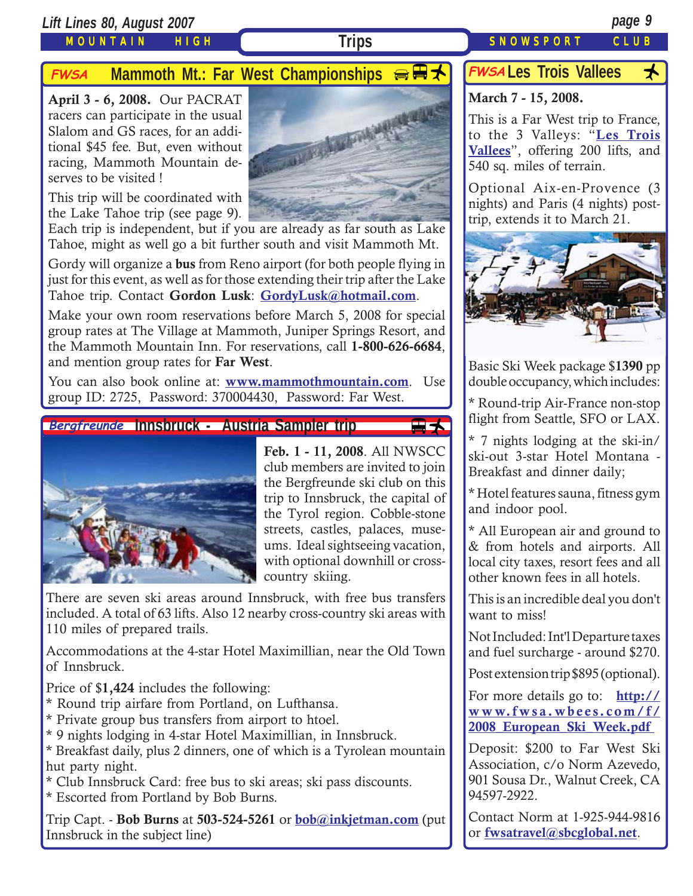## Trips

### FWSA Mammoth Mt.: Far West Championships

**April 3 - 6, 2008.** Our PACRAT racers can participate in the usual Slalom and GS races, for an additional $45 fee. But, even without racing, Mammoth Mountain deserves to be visited !

This trip will be coordinated with the Lake Tahoe trip (see page 9). Each trip is independent, but if you are already as far south as Lake Tahoe, might as well go a bit further south and visit Mammoth Mt.

Gordy will organize a **bus** from Reno airport (for both people flying in just for this event, as well as for those extending their trip after the Lake Tahoe trip. Contact **Gordon Lusk**: **GordyLusk@hotmail.com**.

Make your own room reservations before March 5, 2008 for special group rates at The Village at Mammoth, Juniper Springs Resort, and the Mammoth Mountain Inn. For reservations, call **1-800-626-6684**, and mention group rates for **Far West**.

You can also book online at: **www.mammothmountain.com**. Use group ID: 2725, Password: 370004430, Password: Far West.

### Bergfreunde Innsbruck - Austria Sampler trip

**Feb. 1 - 11, 2008**. All NWSCC club members are invited to join the Bergfreunde ski club on this trip to Innsbruck, the capital of the Tyrol region. Cobble-stone streets, castles, palaces, museums. Ideal sightseeing vacation, with optional downhill or cross-country skiing.

There are seven ski areas around Innsbruck, with free bus transfers included. A total of 63 lifts. Also 12 nearby cross-country ski areas with 110 miles of prepared trails.

Accommodations at the 4-star Hotel Maximillian, near the Old Town of Innsbruck.

Price of $**1,424** includes the following:
* Round trip airfare from Portland, on Lufthansa.
* Private group bus transfers from airport to htoel.
* 9 nights lodging in 4-star Hotel Maximillian, in Innsbruck.
* Breakfast daily, plus 2 dinners, one of which is a Tyrolean mountain hut party night.
* Club Innsbruck Card: free bus to ski areas; ski pass discounts.
* Escorted from Portland by Bob Burns.

Trip Capt. - **Bob Burns** at **503-524-5261** or **bob@inkjetman.com** (put Innsbruck in the subject line)

### FWSA Les Trois Vallees

**March 7 - 15, 2008.**

This is a Far West trip to France, to the 3 Valleys: "**Les Trois Vallees**", offering 200 lifts, and 540 sq. miles of terrain.

Optional Aix-en-Provence (3 nights) and Paris (4 nights) post-trip, extends it to March 21.

Basic Ski Week package $**1390** pp double occupancy, which includes:

* Round-trip Air-France non-stop flight from Seattle, SFO or LAX.

* 7 nights lodging at the ski-in/ski-out 3-star Hotel Montana - Breakfast and dinner daily;

* Hotel features sauna, fitness gym and indoor pool.

* All European air and ground to & from hotels and airports. All local city taxes, resort fees and all other known fees in all hotels.

This is an incredible deal you don't want to miss!

Not Included: Int'l Departure taxes and fuel surcharge - around $270.

Post extension trip $895 (optional).

For more details go to: **http://www.fwsa.wbees.com/f/2008_European_Ski_Week.pdf**

Deposit: $200 to Far West Ski Association, c/o Norm Azevedo, 901 Sousa Dr., Walnut Creek, CA 94597-2922.

Contact Norm at 1-925-944-9816 or **fwsatravel@sbcglobal.net**.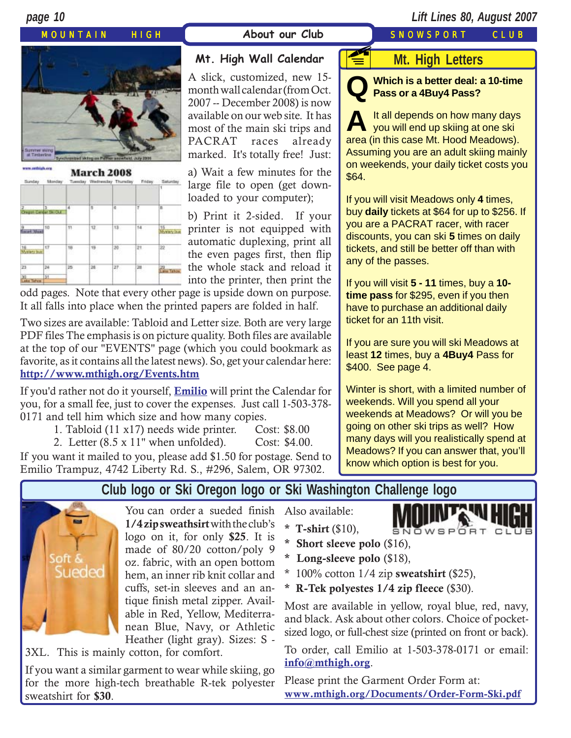## About our Club

### Mt. High Wall Calendar

A slick, customized, new 15-month wall calendar (from Oct. 2007 -- December 2008) is now available on our web site. It has most of the main ski trips and PACRAT races already marked. It's totally free! Just:

a) Wait a few minutes for the large file to open (get downloaded to your computer);

b) Print it 2-sided. If your printer is not equipped with automatic duplexing, print all the even pages first, then flip the whole stack and reload it into the printer, then print the odd pages. Note that every other page is upside down on purpose. It all falls into place when the printed papers are folded in half.

Two sizes are available: Tabloid and Letter size. Both are very large PDF files The emphasis is on picture quality. Both files are available at the top of our "EVENTS" page (which you could bookmark as favorite, as it contains all the latest news). So, get your calendar here: **http://www.mthigh.org/Events.htm**

If you'd rather not do it yourself, **Emilio** will print the Calendar for you, for a small fee, just to cover the expenses. Just call 1-503-378-0171 and tell him which size and how many copies.

1. Tabloid (11 x17) needs wide printer. Cost: $8.00
2. Letter (8.5 x 11" when unfolded). Cost: $4.00.

If you want it mailed to you, please add $1.50 for postage. Send to Emilio Trampuz, 4742 Liberty Rd. S., #296, Salem, OR 97302.

### Mt. High Letters

**Q Which is a better deal: a 10-time Pass or a 4Buy4 Pass?**

**A** It all depends on how many days you will end up skiing at one ski area (in this case Mt. Hood Meadows). Assuming you are an adult skiing mainly on weekends, your daily ticket costs you $64.

If you will visit Meadows only **4** times, buy **daily** tickets at $64 for up to $256. If you are a PACRAT racer, with racer discounts, you can ski **5** times on daily tickets, and still be better off than with any of the passes.

If you will visit **5 - 11** times, buy a **10-time pass** for $295, even if you then have to purchase an additional daily ticket for an 11th visit.

If you are sure you will ski Meadows at least **12** times, buy a **4Buy4** Pass for $400. See page 4.

Winter is short, with a limited number of weekends. Will you spend all your weekends at Meadows? Or will you be going on other ski trips as well? How many days will you realistically spend at Meadows? If you can answer that, you'll know which option is best for you.

### Club logo or Ski Oregon logo or Ski Washington Challenge logo

You can order a sueded finish **1/4 zip sweathsirt** with the club's logo on it, for only **$25**. It is made of 80/20 cotton/poly 9 oz. fabric, with an open bottom hem, an inner rib knit collar and cuffs, set-in sleeves and an antique finish metal zipper. Available in Red, Yellow, Mediterranean Blue, Navy, or Athletic Heather (light gray). Sizes: S - 3XL. This is mainly cotton, for comfort.

If you want a similar garment to wear while skiing, go for the more high-tech breathable R-tek polyester sweatshirt for **$30**.

Also available:

* **T-shirt** ($10),
* **Short sleeve polo** ($16),
* **Long-sleeve polo** ($18),
* 100% cotton 1/4 zip **sweatshirt** ($25),
* **R-Tek polyestes 1/4 zip fleece** ($30).

Most are available in yellow, royal blue, red, navy, and black. Ask about other colors. Choice of pocket-sized logo, or full-chest size (printed on front or back).

To order, call Emilio at 1-503-378-0171 or email: **info@mthigh.org**.

Please print the Garment Order Form at: **www.mthigh.org/Documents/Order-Form-Ski.pdf**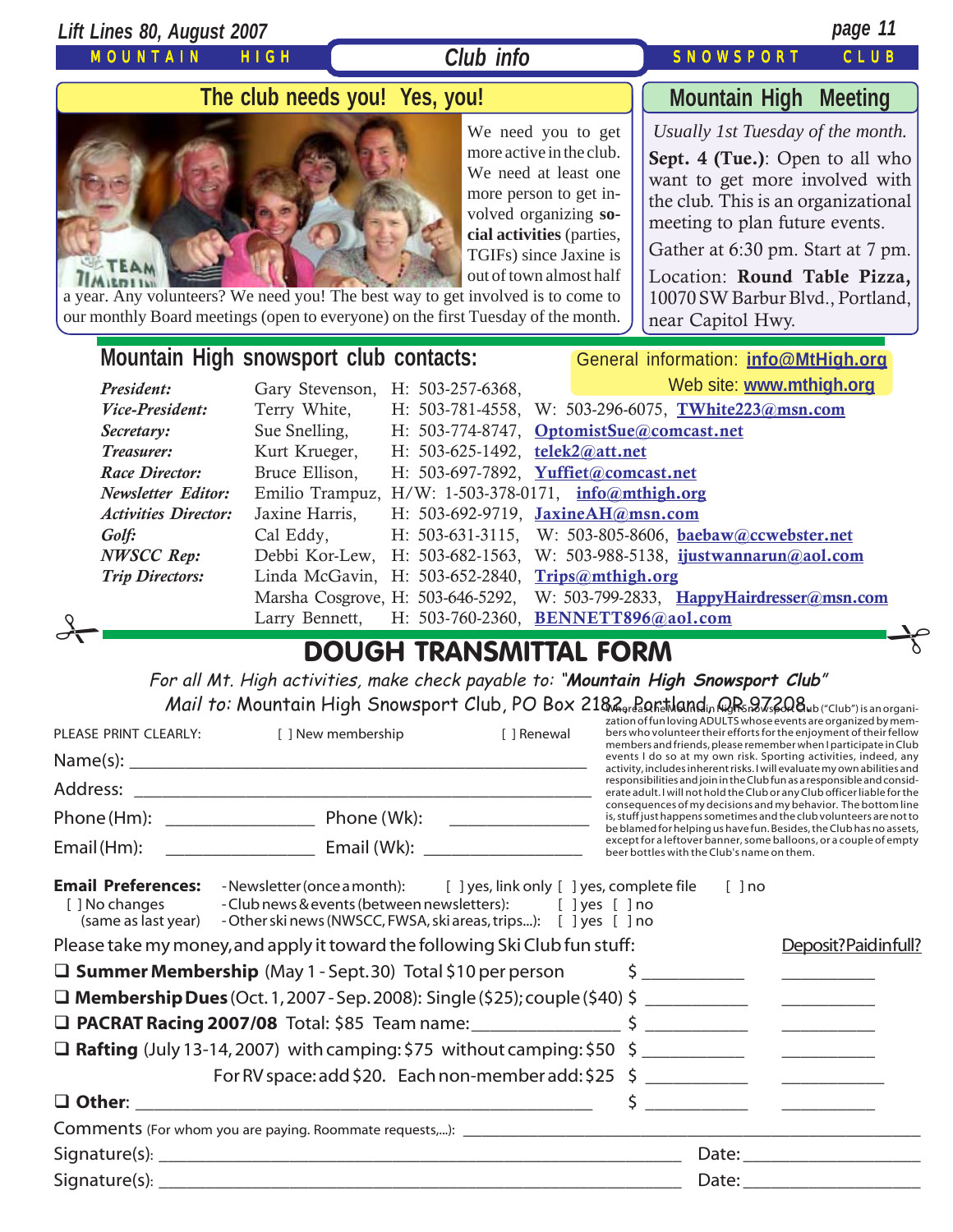## Club info

### The club needs you! Yes, you!

We need you to get more active in the club. We need at least one more person to get involved organizing **social activities** (parties, TGIFs) since Jaxine is out of town almost half a year. Any volunteers? We need you! The best way to get involved is to come to our monthly Board meetings (open to everyone) on the first Tuesday of the month.

### Mountain High Meeting

*Usually 1st Tuesday of the month.*

**Sept. 4 (Tue.)**: Open to all who want to get more involved with the club. This is an organizational meeting to plan future events.

Gather at 6:30 pm. Start at 7 pm.

Location: **Round Table Pizza,** 10070 SW Barbur Blvd., Portland, near Capitol Hwy.

### Mountain High snowsport club contacts:

General information: info@MtHigh.org
Web site: www.mthigh.org

| | | | |
|---|---|---|---|
| *President:* | Gary Stevenson, | H: 503-257-6368, | |
| *Vice-President:* | Terry White, | H: 503-781-4558, | W: 503-296-6075, TWhite223@msn.com |
| *Secretary:* | Sue Snelling, | H: 503-774-8747, | OptomistSue@comcast.net |
| *Treasurer:* | Kurt Krueger, | H: 503-625-1492, | telek2@att.net |
| *Race Director:* | Bruce Ellison, | H: 503-697-7892, | Yuffiet@comcast.net |
| *Newsletter Editor:* | Emilio Trampuz, | H/W: 1-503-378-0171, | info@mthigh.org |
| *Activities Director:* | Jaxine Harris, | H: 503-692-9719, | JaxineAH@msn.com |
| *Golf:* | Cal Eddy, | H: 503-631-3115, | W: 503-805-8606, baebaw@ccwebster.net |
| *NWSCC Rep:* | Debbi Kor-Lew, | H: 503-682-1563, | W: 503-988-5138, ijustwannarun@aol.com |
| *Trip Directors:* | Linda McGavin, | H: 503-652-2840, | Trips@mthigh.org |
| | Marsha Cosgrove, | H: 503-646-5292, | W: 503-799-2833, HappyHairdresser@msn.com |
| | Larry Bennett, | H: 503-760-2360, | BENNETT896@aol.com |

## DOUGH TRANSMITTAL FORM

*For all Mt. High activities, make check payable to: "**Mountain High Snowsport Club**"*
*Mail to:* Mountain High Snowsport Club, PO Box 2182, Portland, OR 97208

PLEASE PRINT CLEARLY: [ ] New membership [ ] Renewal

Name(s): ______________________________

Address: ______________________________

Phone (Hm): ______________ Phone (Wk): ______________

Email (Hm): ______________ Email (Wk): ______________

Whereas the Mountain High Snowsport Club ("Club") is an organization of fun loving ADULTS whose events are organized by members who volunteer their efforts for the enjoyment of their fellow members and friends, please remember when I participate in Club events I do so at my own risk. Sporting activities, indeed, any activity, includes inherent risks. I will evaluate my own abilities and responsibilities and join in the Club fun as a responsible and considerate adult. I will not hold the Club or any Club officer liable for the consequences of my decisions and my behavior. The bottom line is, stuff just happens sometimes and the club volunteers are not to be blamed for helping us have fun. Besides, the Club has no assets, except for a leftover banner, some balloons, or a couple of empty beer bottles with the Club's name on them.

**Email Preferences:**
[ ] No changes (same as last year)
- Newsletter (once a month): [ ] yes, link only [ ] yes, complete file [ ] no
- Club news & events (between newsletters): [ ] yes [ ] no
- Other ski news (NWSCC, FWSA, ski areas, trips...): [ ] yes [ ] no

Please take my money, and apply it toward the following Ski Club fun stuff: Deposit? Paid in full?

- ❑ **Summer Membership** (May 1 - Sept. 30) Total $10 per person $ ________ ________
- ❑ **Membership Dues** (Oct. 1, 2007 - Sep. 2008): Single ($25); couple ($40) $ ________ ________
- ❑ **PACRAT Racing 2007/08** Total: $85 Team name: ____________ $ ________ ________
- ❑ **Rafting** (July 13-14, 2007) with camping: $75 without camping: $50 $ ________ ________
  For RV space: add $20. Each non-member add: $25 $ ________ ________
- ❑ **Other**: ______________________________ $ ________ ________

Comments (For whom you are paying. Roommate requests,...): ______________________________

Signature(s): ______________________________ Date: ____________

Signature(s): ______________________________ Date: ____________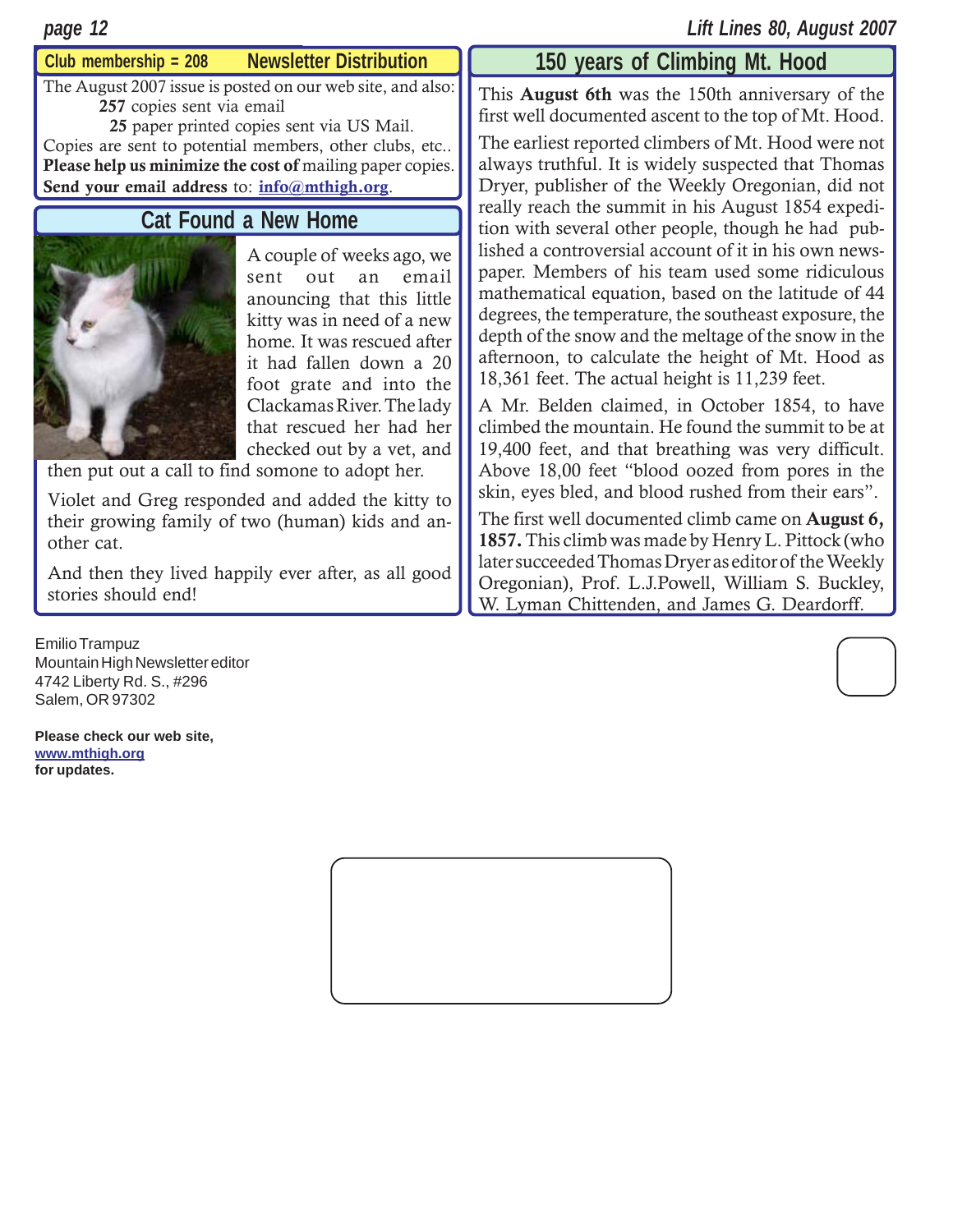**Club membership = 208**

## Newsletter Distribution

The August 2007 issue is posted on our web site, and also:

**257** copies sent via email

**25** paper printed copies sent via US Mail.

Copies are sent to potential members, other clubs, etc..
**Please help us minimize the cost of** mailing paper copies.
**Send your email address** to: **info@mthigh.org**.

## Cat Found a New Home

A couple of weeks ago, we sent out an email anouncing that this little kitty was in need of a new home. It was rescued after it had fallen down a 20 foot grate and into the Clackamas River. The lady that rescued her had her checked out by a vet, and then put out a call to find somone to adopt her.

Violet and Greg responded and added the kitty to their growing family of two (human) kids and another cat.

And then they lived happily ever after, as all good stories should end!

## 150 years of Climbing Mt. Hood

This **August 6th** was the 150th anniversary of the first well documented ascent to the top of Mt. Hood.

The earliest reported climbers of Mt. Hood were not always truthful. It is widely suspected that Thomas Dryer, publisher of the Weekly Oregonian, did not really reach the summit in his August 1854 expedition with several other people, though he had published a controversial account of it in his own newspaper. Members of his team used some ridiculous mathematical equation, based on the latitude of 44 degrees, the temperature, the southeast exposure, the depth of the snow and the meltage of the snow in the afternoon, to calculate the height of Mt. Hood as 18,361 feet. The actual height is 11,239 feet.

A Mr. Belden claimed, in October 1854, to have climbed the mountain. He found the summit to be at 19,400 feet, and that breathing was very difficult. Above 18,00 feet "blood oozed from pores in the skin, eyes bled, and blood rushed from their ears".

The first well documented climb came on **August 6, 1857.** This climb was made by Henry L. Pittock (who later succeeded Thomas Dryer as editor of the Weekly Oregonian), Prof. L.J.Powell, William S. Buckley, W. Lyman Chittenden, and James G. Deardorff.

Emilio Trampuz
Mountain High Newsletter editor
4742 Liberty Rd. S., #296
Salem, OR 97302

**Please check our web site,**
**www.mthigh.org**
**for updates.**